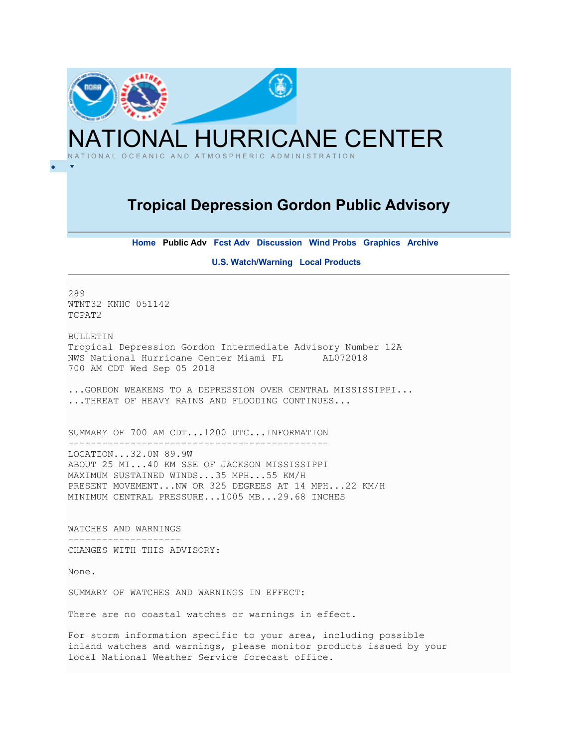# NATIONAL HURRICANE CENTER

NATIONAL OCEANIC AND ATMOSPHERIC ADMINISTRATION

## Tropical Depression Gordon Public Advisory

Home Public Adv Fcst Adv Discussion Wind Probs Graphics Archive

U.S. Watch/Warning Local Products

```
289
WTNT32 KNHC 051142
TCPAT2

BULLETIN
Tropical Depression Gordon Intermediate Advisory Number 12A
NWS National Hurricane Center Miami FL       AL072018
700 AM CDT Wed Sep 05 2018

...GORDON WEAKENS TO A DEPRESSION OVER CENTRAL MISSISSIPPI...
...THREAT OF HEAVY RAINS AND FLOODING CONTINUES...


SUMMARY OF 700 AM CDT...1200 UTC...INFORMATION
----------------------------------------------
LOCATION...32.0N 89.9W
ABOUT 25 MI...40 KM SSE OF JACKSON MISSISSIPPI
MAXIMUM SUSTAINED WINDS...35 MPH...55 KM/H
PRESENT MOVEMENT...NW OR 325 DEGREES AT 14 MPH...22 KM/H
MINIMUM CENTRAL PRESSURE...1005 MB...29.68 INCHES


WATCHES AND WARNINGS
--------------------
CHANGES WITH THIS ADVISORY:

None.

SUMMARY OF WATCHES AND WARNINGS IN EFFECT:

There are no coastal watches or warnings in effect.

For storm information specific to your area, including possible
inland watches and warnings, please monitor products issued by your
local National Weather Service forecast office.
```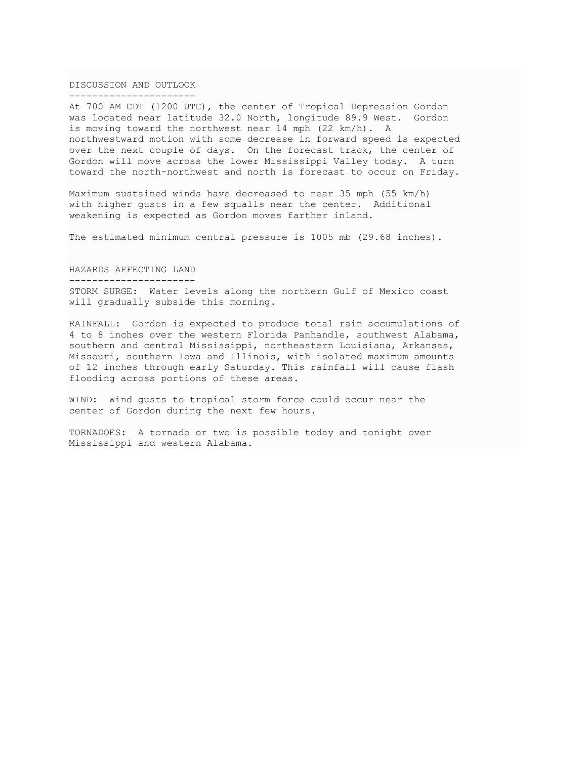## DISCUSSION AND OUTLOOK

At 700 AM CDT (1200 UTC), the center of Tropical Depression Gordon was located near latitude 32.0 North, longitude 89.9 West. Gordon is moving toward the northwest near 14 mph (22 km/h). A northwestward motion with some decrease in forward speed is expected over the next couple of days. On the forecast track, the center of Gordon will move across the lower Mississippi Valley today. A turn toward the north-northwest and north is forecast to occur on Friday.

Maximum sustained winds have decreased to near 35 mph (55 km/h) with higher gusts in a few squalls near the center. Additional weakening is expected as Gordon moves farther inland.

The estimated minimum central pressure is 1005 mb (29.68 inches).

## HAZARDS AFFECTING LAND

STORM SURGE: Water levels along the northern Gulf of Mexico coast will gradually subside this morning.

RAINFALL: Gordon is expected to produce total rain accumulations of 4 to 8 inches over the western Florida Panhandle, southwest Alabama, southern and central Mississippi, northeastern Louisiana, Arkansas, Missouri, southern Iowa and Illinois, with isolated maximum amounts of 12 inches through early Saturday. This rainfall will cause flash flooding across portions of these areas.

WIND: Wind gusts to tropical storm force could occur near the center of Gordon during the next few hours.

TORNADOES: A tornado or two is possible today and tonight over Mississippi and western Alabama.